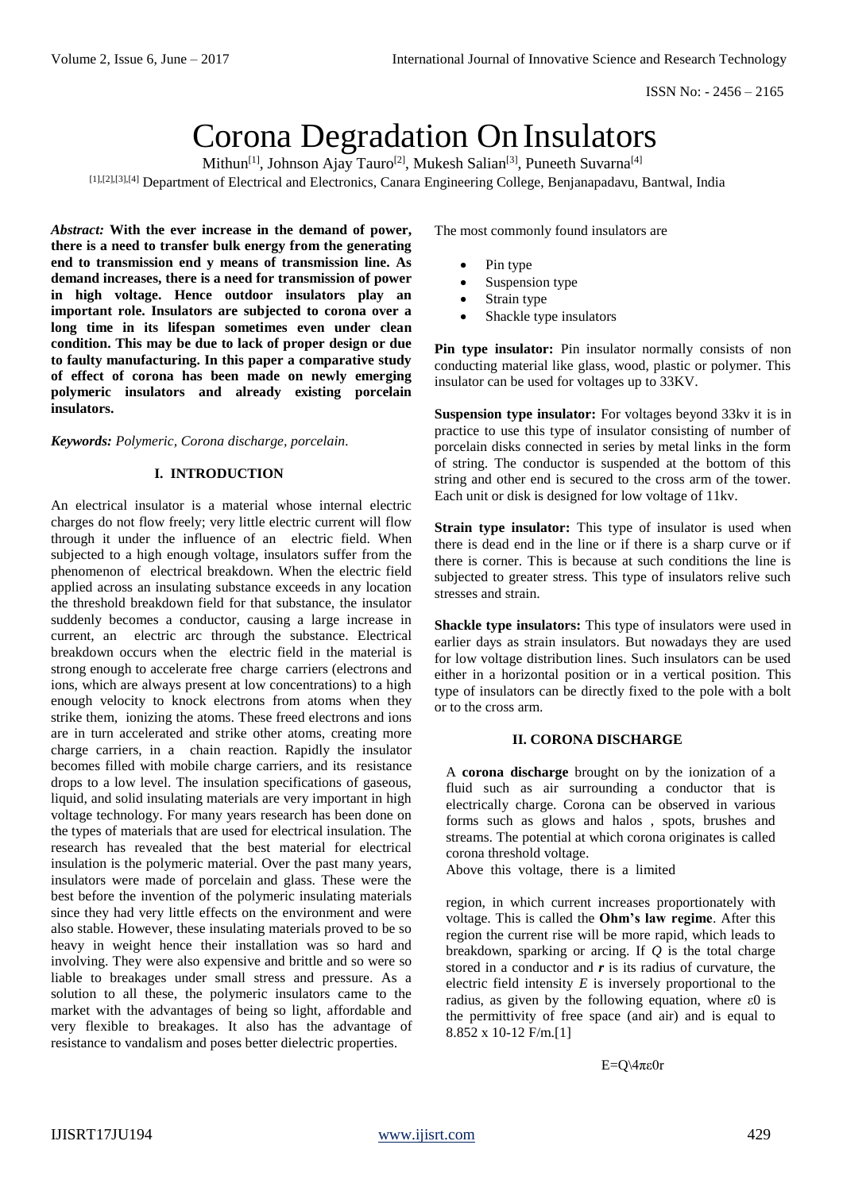# Corona Degradation On Insulators

Mithun[1], Johnson Ajay Tauro[2], Mukesh Salian[3], Puneeth Suvarna[4]

[1],[2],[3],[4] Department of Electrical and Electronics, Canara Engineering College, Benjanapadavu, Bantwal, India

***Abstract:*** **With the ever increase in the demand of power, there is a need to transfer bulk energy from the generating end to transmission end y means of transmission line. As demand increases, there is a need for transmission of power in high voltage. Hence outdoor insulators play an important role. Insulators are subjected to corona over a long time in its lifespan sometimes even under clean condition. This may be due to lack of proper design or due to faulty manufacturing. In this paper a comparative study of effect of corona has been made on newly emerging polymeric insulators and already existing porcelain insulators.**

***Keywords:*** *Polymeric, Corona discharge, porcelain.*

## I. INTRODUCTION

An electrical insulator is a material whose internal electric charges do not flow freely; very little electric current will flow through it under the influence of an electric field. When subjected to a high enough voltage, insulators suffer from the phenomenon of electrical breakdown. When the electric field applied across an insulating substance exceeds in any location the threshold breakdown field for that substance, the insulator suddenly becomes a conductor, causing a large increase in current, an electric arc through the substance. Electrical breakdown occurs when the electric field in the material is strong enough to accelerate free charge carriers (electrons and ions, which are always present at low concentrations) to a high enough velocity to knock electrons from atoms when they strike them, ionizing the atoms. These freed electrons and ions are in turn accelerated and strike other atoms, creating more charge carriers, in a chain reaction. Rapidly the insulator becomes filled with mobile charge carriers, and its resistance drops to a low level. The insulation specifications of gaseous, liquid, and solid insulating materials are very important in high voltage technology. For many years research has been done on the types of materials that are used for electrical insulation. The research has revealed that the best material for electrical insulation is the polymeric material. Over the past many years, insulators were made of porcelain and glass. These were the best before the invention of the polymeric insulating materials since they had very little effects on the environment and were also stable. However, these insulating materials proved to be so heavy in weight hence their installation was so hard and involving. They were also expensive and brittle and so were so liable to breakages under small stress and pressure. As a solution to all these, the polymeric insulators came to the market with the advantages of being so light, affordable and very flexible to breakages. It also has the advantage of resistance to vandalism and poses better dielectric properties.

The most commonly found insulators are

- Pin type
- Suspension type
- Strain type
- Shackle type insulators

**Pin type insulator:** Pin insulator normally consists of non conducting material like glass, wood, plastic or polymer. This insulator can be used for voltages up to 33KV.

**Suspension type insulator:** For voltages beyond 33kv it is in practice to use this type of insulator consisting of number of porcelain disks connected in series by metal links in the form of string. The conductor is suspended at the bottom of this string and other end is secured to the cross arm of the tower. Each unit or disk is designed for low voltage of 11kv.

**Strain type insulator:** This type of insulator is used when there is dead end in the line or if there is a sharp curve or if there is corner. This is because at such conditions the line is subjected to greater stress. This type of insulators relive such stresses and strain.

**Shackle type insulators:** This type of insulators were used in earlier days as strain insulators. But nowadays they are used for low voltage distribution lines. Such insulators can be used either in a horizontal position or in a vertical position. This type of insulators can be directly fixed to the pole with a bolt or to the cross arm.

## II. CORONA DISCHARGE

A **corona discharge** brought on by the ionization of a fluid such as air surrounding a conductor that is electrically charge. Corona can be observed in various forms such as glows and halos , spots, brushes and streams. The potential at which corona originates is called corona threshold voltage.

Above this voltage, there is a limited region, in which current increases proportionately with voltage. This is called the **Ohm's law regime**. After this region the current rise will be more rapid, which leads to breakdown, sparking or arcing. If ***Q*** is the total charge stored in a conductor and ***r*** is its radius of curvature, the electric field intensity *E* is inversely proportional to the radius, as given by the following equation, where $\varepsilon_0$ is the permittivity of free space (and air) and is equal to $8.852 \times 10^{-12}$ F/m.[1]

$$E = Q \backslash 4\pi\varepsilon_0 r$$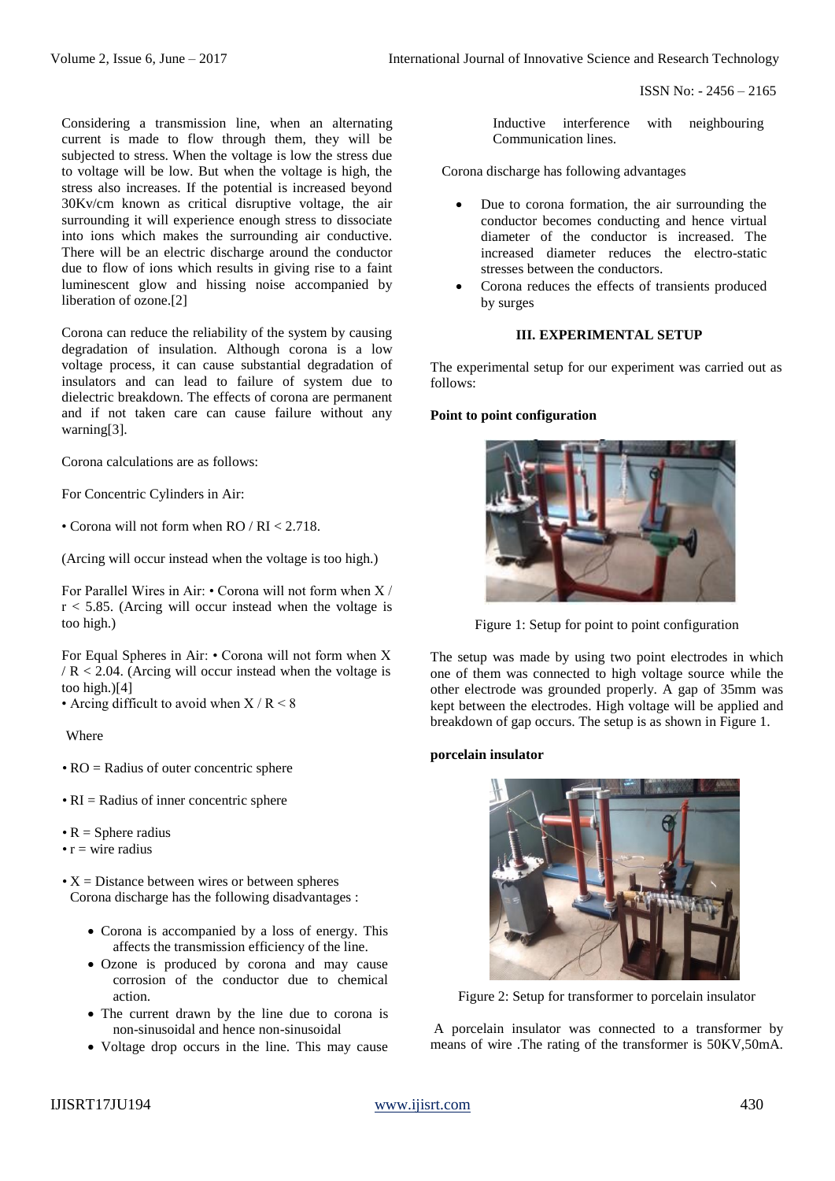Considering a transmission line, when an alternating current is made to flow through them, they will be subjected to stress. When the voltage is low the stress due to voltage will be low. But when the voltage is high, the stress also increases. If the potential is increased beyond 30Kv/cm known as critical disruptive voltage, the air surrounding it will experience enough stress to dissociate into ions which makes the surrounding air conductive. There will be an electric discharge around the conductor due to flow of ions which results in giving rise to a faint luminescent glow and hissing noise accompanied by liberation of ozone.[2]

Corona can reduce the reliability of the system by causing degradation of insulation. Although corona is a low voltage process, it can cause substantial degradation of insulators and can lead to failure of system due to dielectric breakdown. The effects of corona are permanent and if not taken care can cause failure without any warning[3].

Corona calculations are as follows:

For Concentric Cylinders in Air:

• Corona will not form when RO / RI < 2.718.

(Arcing will occur instead when the voltage is too high.)

For Parallel Wires in Air: • Corona will not form when X / r < 5.85. (Arcing will occur instead when the voltage is too high.)

For Equal Spheres in Air: • Corona will not form when X / R < 2.04. (Arcing will occur instead when the voltage is too high.)[4]

• Arcing difficult to avoid when X / R < 8

Where

• RO = Radius of outer concentric sphere

• RI = Radius of inner concentric sphere

• R = Sphere radius

• r = wire radius

• X = Distance between wires or between spheres

Corona discharge has the following disadvantages :

- Corona is accompanied by a loss of energy. This affects the transmission efficiency of the line.
- Ozone is produced by corona and may cause corrosion of the conductor due to chemical action.
- The current drawn by the line due to corona is non-sinusoidal and hence non-sinusoidal
- Voltage drop occurs in the line. This may cause Inductive interference with neighbouring Communication lines.

Corona discharge has following advantages

- Due to corona formation, the air surrounding the conductor becomes conducting and hence virtual diameter of the conductor is increased. The increased diameter reduces the electro-static stresses between the conductors.
- Corona reduces the effects of transients produced by surges

## III. EXPERIMENTAL SETUP

The experimental setup for our experiment was carried out as follows:

**Point to point configuration**

Figure 1: Setup for point to point configuration

The setup was made by using two point electrodes in which one of them was connected to high voltage source while the other electrode was grounded properly. A gap of 35mm was kept between the electrodes. High voltage will be applied and breakdown of gap occurs. The setup is as shown in Figure 1.

**porcelain insulator**

Figure 2: Setup for transformer to porcelain insulator

A porcelain insulator was connected to a transformer by means of wire .The rating of the transformer is 50KV,50mA.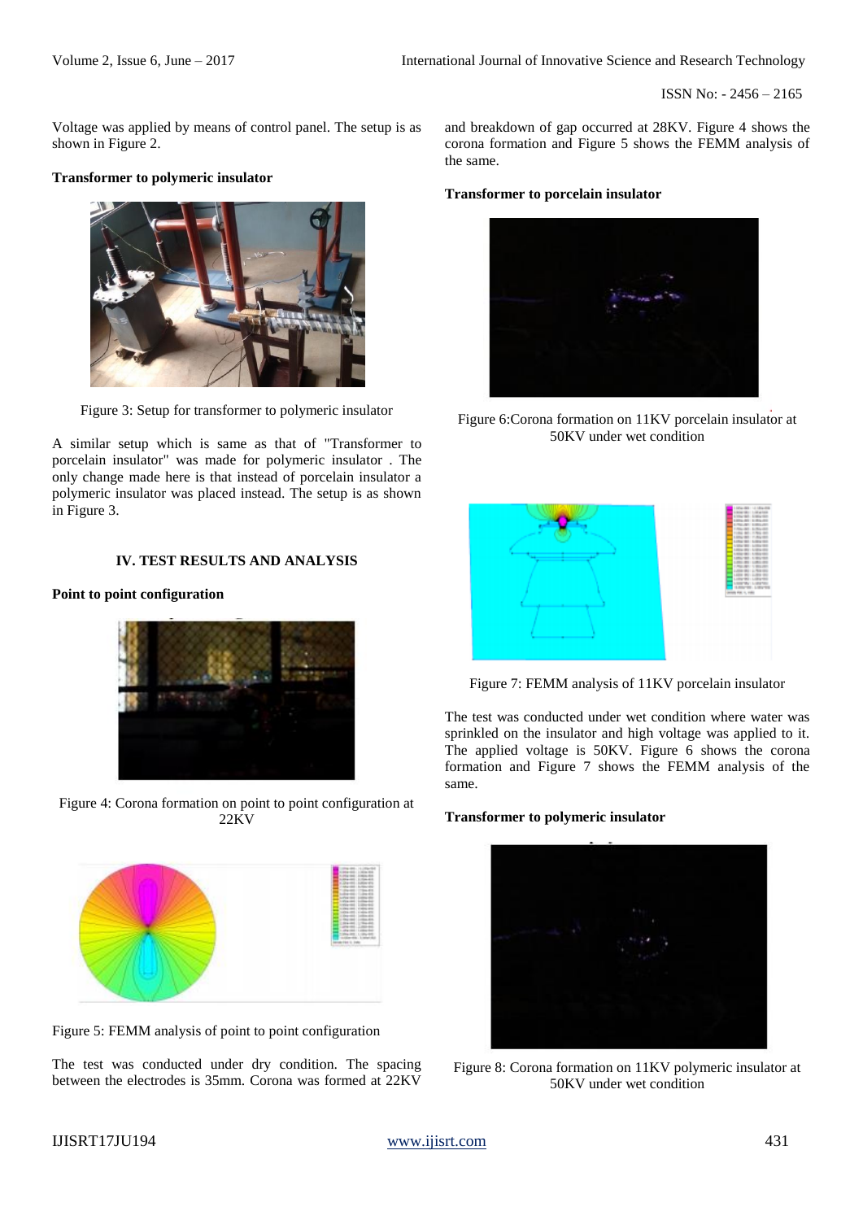Voltage was applied by means of control panel. The setup is as shown in Figure 2.

**Transformer to polymeric insulator**

Figure 3: Setup for transformer to polymeric insulator

A similar setup which is same as that of "Transformer to porcelain insulator" was made for polymeric insulator . The only change made here is that instead of porcelain insulator a polymeric insulator was placed instead. The setup is as shown in Figure 3.

## IV. TEST RESULTS AND ANALYSIS

**Point to point configuration**

Figure 4: Corona formation on point to point configuration at 22KV

Figure 5: FEMM analysis of point to point configuration

The test was conducted under dry condition. The spacing between the electrodes is 35mm. Corona was formed at 22KV and breakdown of gap occurred at 28KV. Figure 4 shows the corona formation and Figure 5 shows the FEMM analysis of the same.

**Transformer to porcelain insulator**

Figure 6:Corona formation on 11KV porcelain insulator at 50KV under wet condition

Figure 7: FEMM analysis of 11KV porcelain insulator

The test was conducted under wet condition where water was sprinkled on the insulator and high voltage was applied to it. The applied voltage is 50KV. Figure 6 shows the corona formation and Figure 7 shows the FEMM analysis of the same.

**Transformer to polymeric insulator**

Figure 8: Corona formation on 11KV polymeric insulator at 50KV under wet condition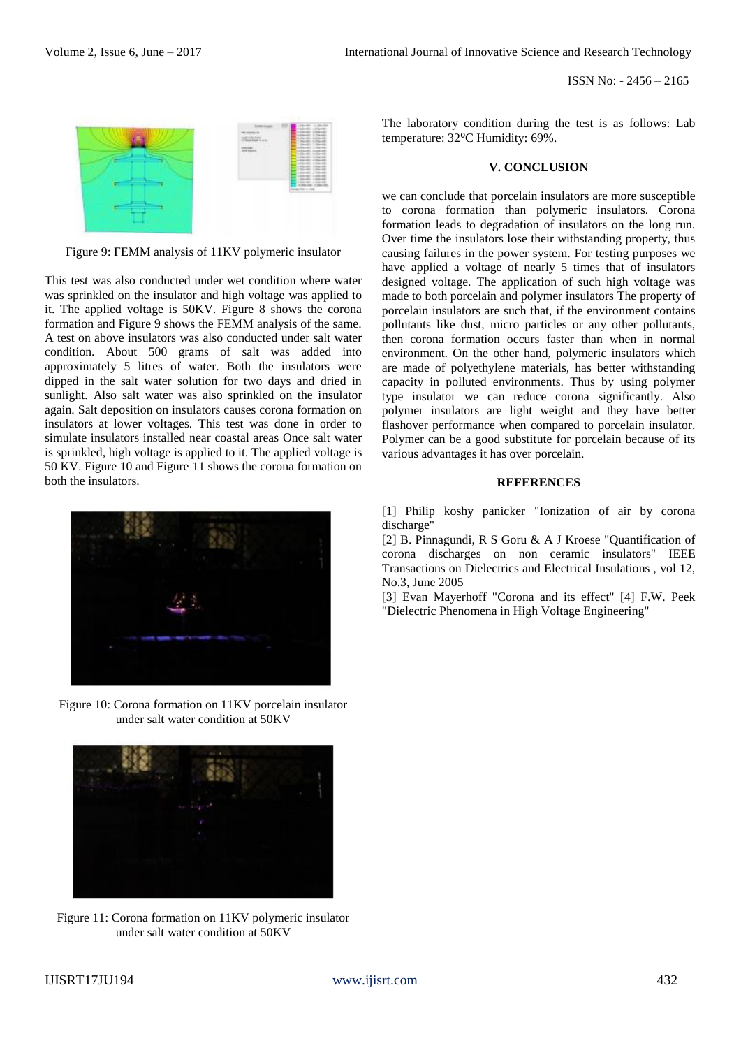Figure 9: FEMM analysis of 11KV polymeric insulator

This test was also conducted under wet condition where water was sprinkled on the insulator and high voltage was applied to it. The applied voltage is 50KV. Figure 8 shows the corona formation and Figure 9 shows the FEMM analysis of the same. A test on above insulators was also conducted under salt water condition. About 500 grams of salt was added into approximately 5 litres of water. Both the insulators were dipped in the salt water solution for two days and dried in sunlight. Also salt water was also sprinkled on the insulator again. Salt deposition on insulators causes corona formation on insulators at lower voltages. This test was done in order to simulate insulators installed near coastal areas Once salt water is sprinkled, high voltage is applied to it. The applied voltage is 50 KV. Figure 10 and Figure 11 shows the corona formation on both the insulators.

Figure 10: Corona formation on 11KV porcelain insulator under salt water condition at 50KV

Figure 11: Corona formation on 11KV polymeric insulator under salt water condition at 50KV

The laboratory condition during the test is as follows: Lab temperature: 32°C Humidity: 69%.

## V. CONCLUSION

we can conclude that porcelain insulators are more susceptible to corona formation than polymeric insulators. Corona formation leads to degradation of insulators on the long run. Over time the insulators lose their withstanding property, thus causing failures in the power system. For testing purposes we have applied a voltage of nearly 5 times that of insulators designed voltage. The application of such high voltage was made to both porcelain and polymer insulators The property of porcelain insulators are such that, if the environment contains pollutants like dust, micro particles or any other pollutants, then corona formation occurs faster than when in normal environment. On the other hand, polymeric insulators which are made of polyethylene materials, has better withstanding capacity in polluted environments. Thus by using polymer type insulator we can reduce corona significantly. Also polymer insulators are light weight and they have better flashover performance when compared to porcelain insulator. Polymer can be a good substitute for porcelain because of its various advantages it has over porcelain.

## REFERENCES

[1] Philip koshy panicker "Ionization of air by corona discharge"

[2] B. Pinnagundi, R S Goru & A J Kroese "Quantification of corona discharges on non ceramic insulators" IEEE Transactions on Dielectrics and Electrical Insulations , vol 12, No.3, June 2005

[3] Evan Mayerhoff "Corona and its effect" [4] F.W. Peek "Dielectric Phenomena in High Voltage Engineering"